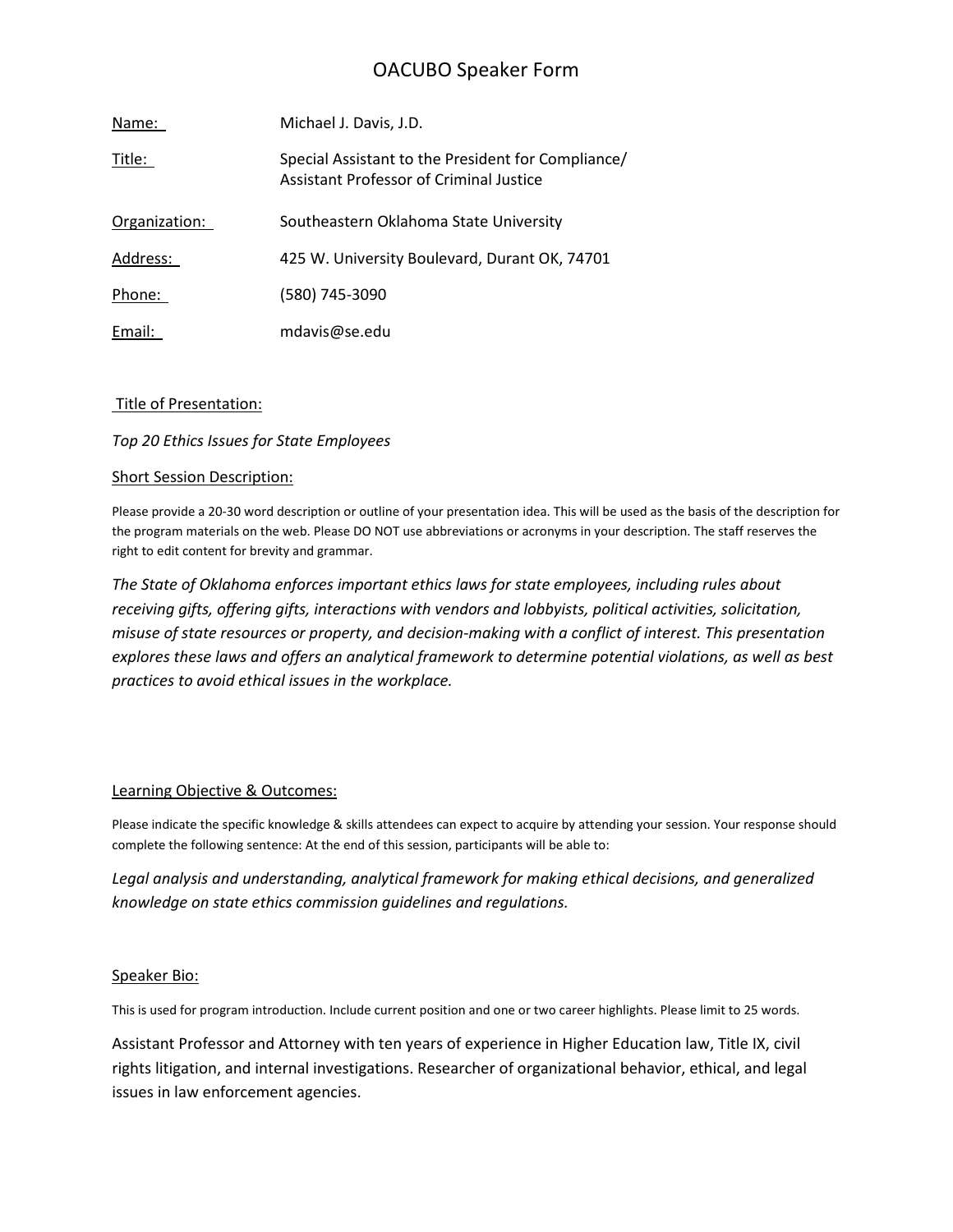# OACUBO Speaker Form

| | |
|---|---|
| Name: | Michael J. Davis, J.D. |
| Title: | Special Assistant to the President for Compliance/ Assistant Professor of Criminal Justice |
| Organization: | Southeastern Oklahoma State University |
| Address: | 425 W. University Boulevard, Durant OK, 74701 |
| Phone: | (580) 745-3090 |
| Email: | mdavis@se.edu |

## Title of Presentation:

*Top 20 Ethics Issues for State Employees*

## Short Session Description:

Please provide a 20-30 word description or outline of your presentation idea. This will be used as the basis of the description for the program materials on the web. Please DO NOT use abbreviations or acronyms in your description. The staff reserves the right to edit content for brevity and grammar.

*The State of Oklahoma enforces important ethics laws for state employees, including rules about receiving gifts, offering gifts, interactions with vendors and lobbyists, political activities, solicitation, misuse of state resources or property, and decision-making with a conflict of interest. This presentation explores these laws and offers an analytical framework to determine potential violations, as well as best practices to avoid ethical issues in the workplace.*

## Learning Objective & Outcomes:

Please indicate the specific knowledge & skills attendees can expect to acquire by attending your session. Your response should complete the following sentence: At the end of this session, participants will be able to:

*Legal analysis and understanding, analytical framework for making ethical decisions, and generalized knowledge on state ethics commission guidelines and regulations.*

## Speaker Bio:

This is used for program introduction. Include current position and one or two career highlights. Please limit to 25 words.

Assistant Professor and Attorney with ten years of experience in Higher Education law, Title IX, civil rights litigation, and internal investigations. Researcher of organizational behavior, ethical, and legal issues in law enforcement agencies.